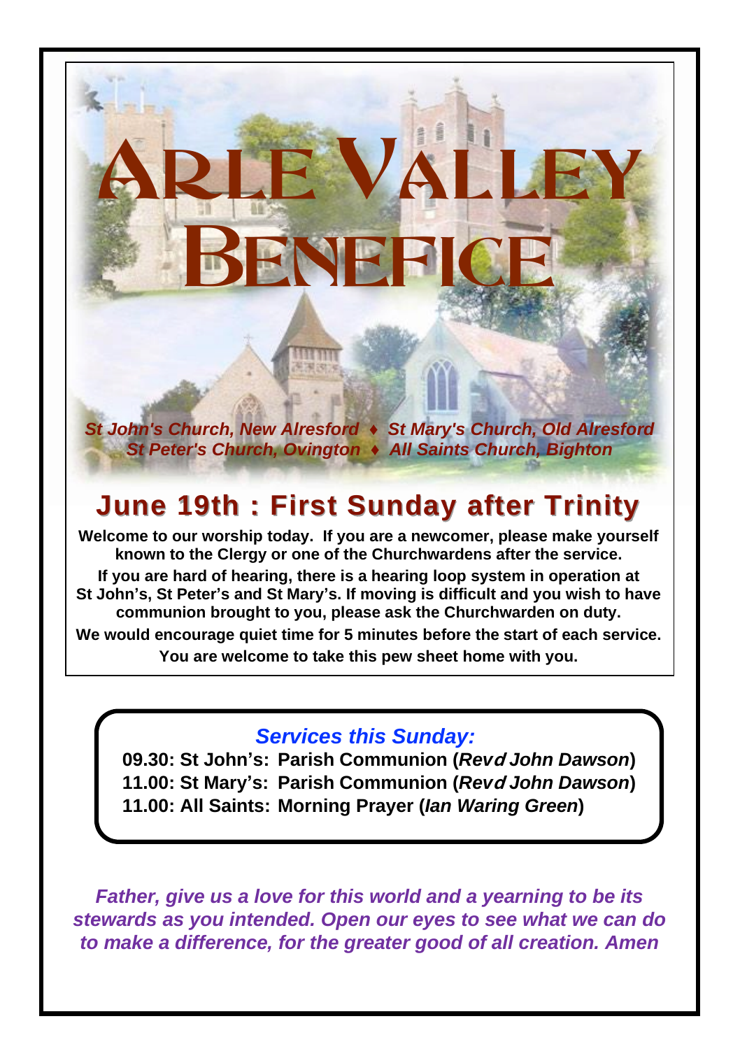# ARLE VALLEY BENEFICE

*St John's Church, New Alresford ♦ St Mary's Church, Old Alresford*
*St Peter's Church, Ovington ♦ All Saints Church, Bighton*

## June 19th : First Sunday after Trinity

**Welcome to our worship today. If you are a newcomer, please make yourself known to the Clergy or one of the Churchwardens after the service.**

**If you are hard of hearing, there is a hearing loop system in operation at St John's, St Peter's and St Mary's. If moving is difficult and you wish to have communion brought to you, please ask the Churchwarden on duty.**

**We would encourage quiet time for 5 minutes before the start of each service.**

**You are welcome to take this pew sheet home with you.**

### *Services this Sunday:*

**09.30: St John's: Parish Communion (*Revd John Dawson*)**
**11.00: St Mary's: Parish Communion (*Revd John Dawson*)**
**11.00: All Saints: Morning Prayer (*Ian Waring Green*)**

***Father, give us a love for this world and a yearning to be its stewards as you intended. Open our eyes to see what we can do to make a difference, for the greater good of all creation. Amen***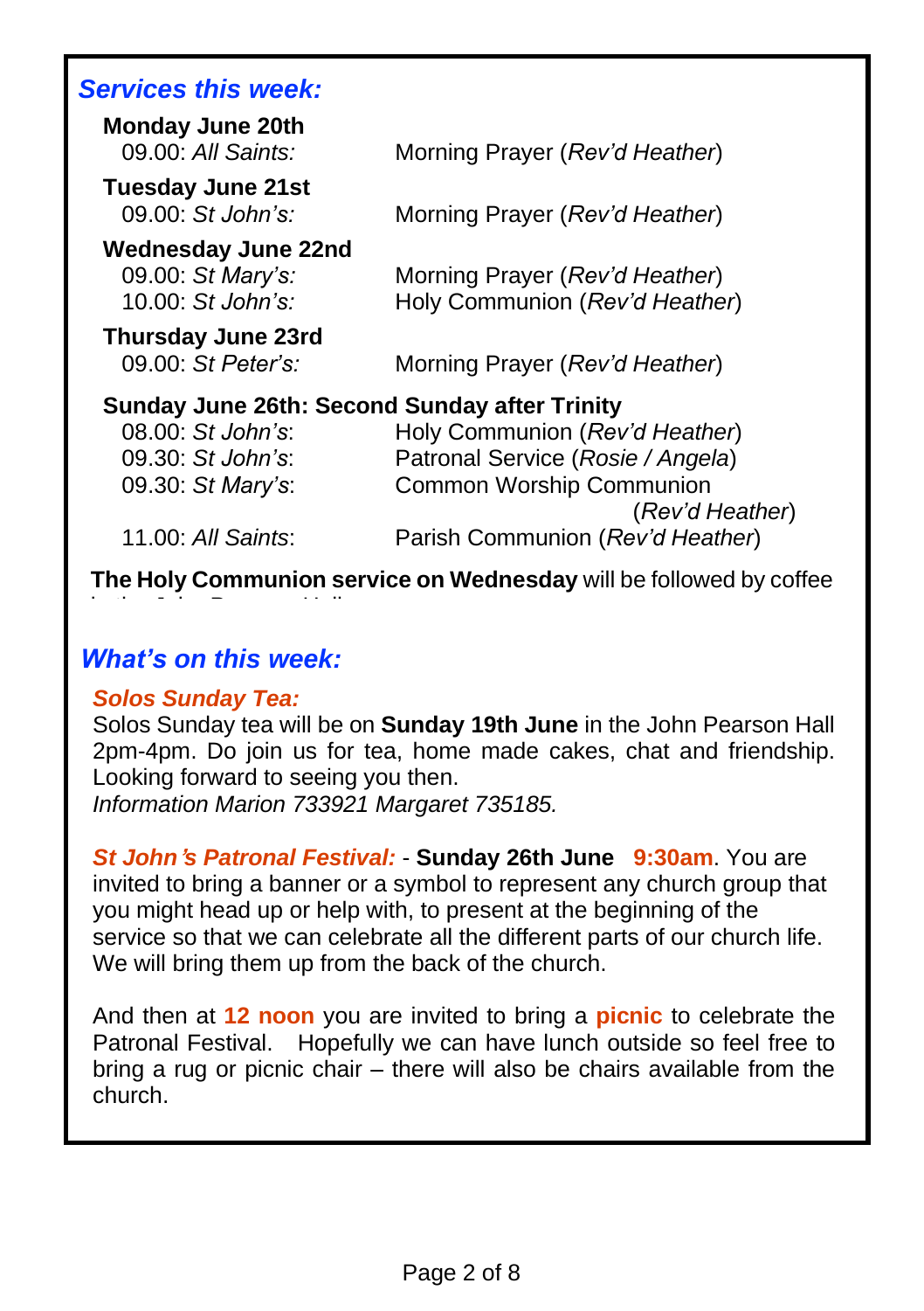## *Services this week:*

**Monday June 20th**

09.00: *All Saints:* Morning Prayer (*Rev'd Heather*)

**Tuesday June 21st**

09.00: *St John's:* Morning Prayer (*Rev'd Heather*)

**Wednesday June 22nd**

09.00: *St Mary's:* Morning Prayer (*Rev'd Heather*)
10.00: *St John's:* Holy Communion (*Rev'd Heather*)

**Thursday June 23rd**

09.00: *St Peter's:* Morning Prayer (*Rev'd Heather*)

**Sunday June 26th: Second Sunday after Trinity**

08.00: *St John's*: Holy Communion (*Rev'd Heather*)
09.30: *St John's*: Patronal Service (*Rosie / Angela*)
09.30: *St Mary's*: Common Worship Communion (*Rev'd Heather*)
11.00: *All Saints*: Parish Communion (*Rev'd Heather*)

**The Holy Communion service on Wednesday** will be followed by coffee

## *What's on this week:*

### *Solos Sunday Tea:*

Solos Sunday tea will be on **Sunday 19th June** in the John Pearson Hall 2pm-4pm. Do join us for tea, home made cakes, chat and friendship. Looking forward to seeing you then.
*Information Marion 733921 Margaret 735185.*

***St John's Patronal Festival:*** - **Sunday 26th June 9:30am**. You are invited to bring a banner or a symbol to represent any church group that you might head up or help with, to present at the beginning of the service so that we can celebrate all the different parts of our church life. We will bring them up from the back of the church.

And then at **12 noon** you are invited to bring a **picnic** to celebrate the Patronal Festival. Hopefully we can have lunch outside so feel free to bring a rug or picnic chair – there will also be chairs available from the church.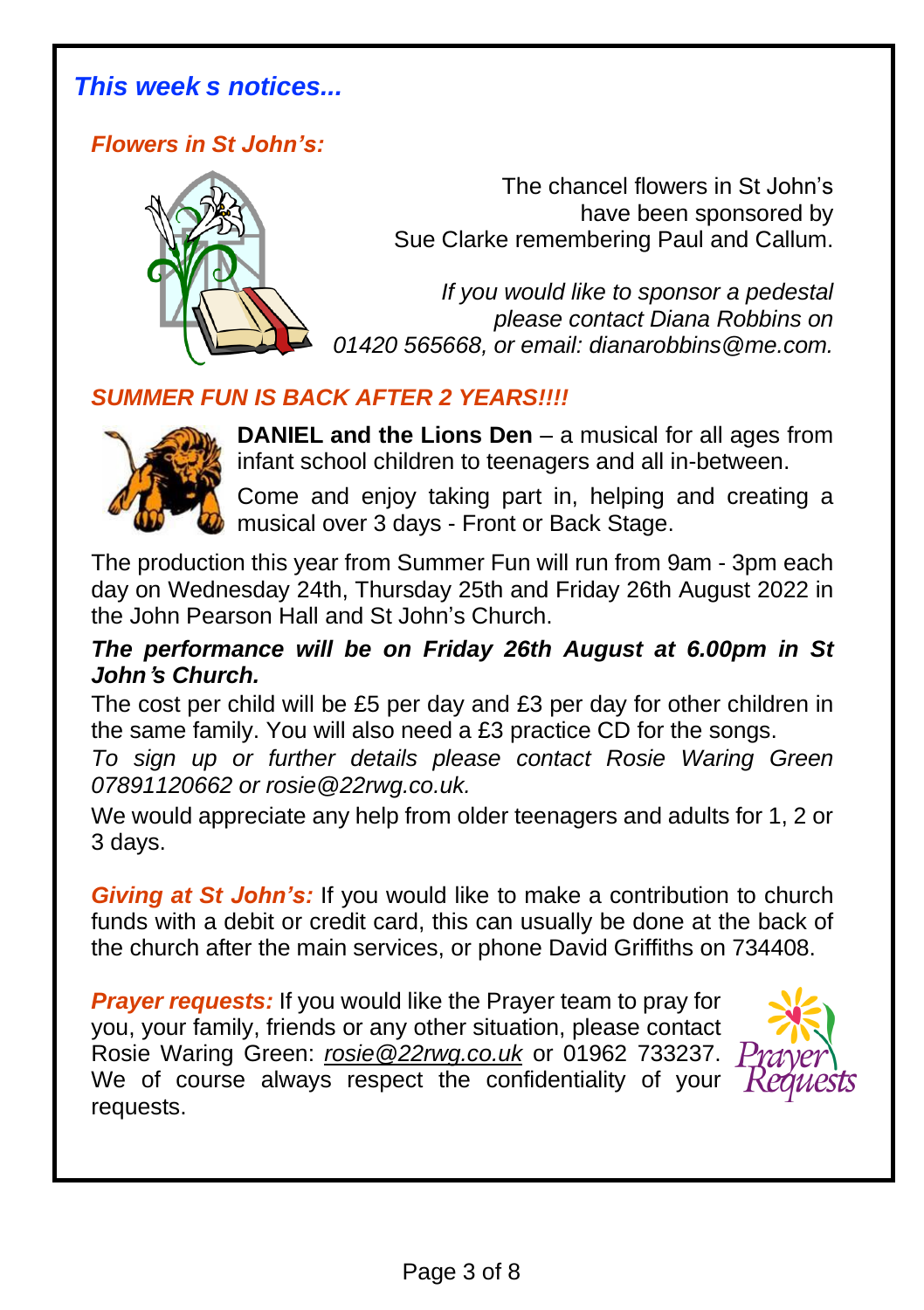## *This week s notices...*

### *Flowers in St John's:*

The chancel flowers in St John's have been sponsored by Sue Clarke remembering Paul and Callum.

*If you would like to sponsor a pedestal please contact Diana Robbins on 01420 565668, or email: dianarobbins@me.com.*

### *SUMMER FUN IS BACK AFTER 2 YEARS!!!!*

**DANIEL and the Lions Den** – a musical for all ages from infant school children to teenagers and all in-between.

Come and enjoy taking part in, helping and creating a musical over 3 days - Front or Back Stage.

The production this year from Summer Fun will run from 9am - 3pm each day on Wednesday 24th, Thursday 25th and Friday 26th August 2022 in the John Pearson Hall and St John's Church.

***The performance will be on Friday 26th August at 6.00pm in St John's Church.***

The cost per child will be £5 per day and £3 per day for other children in the same family. You will also need a £3 practice CD for the songs.

*To sign up or further details please contact Rosie Waring Green 07891120662 or rosie@22rwg.co.uk.*

We would appreciate any help from older teenagers and adults for 1, 2 or 3 days.

***Giving at St John's:*** If you would like to make a contribution to church funds with a debit or credit card, this can usually be done at the back of the church after the main services, or phone David Griffiths on 734408.

***Prayer requests:*** If you would like the Prayer team to pray for you, your family, friends or any other situation, please contact Rosie Waring Green: *rosie@22rwg.co.uk* or 01962 733237. We of course always respect the confidentiality of your requests.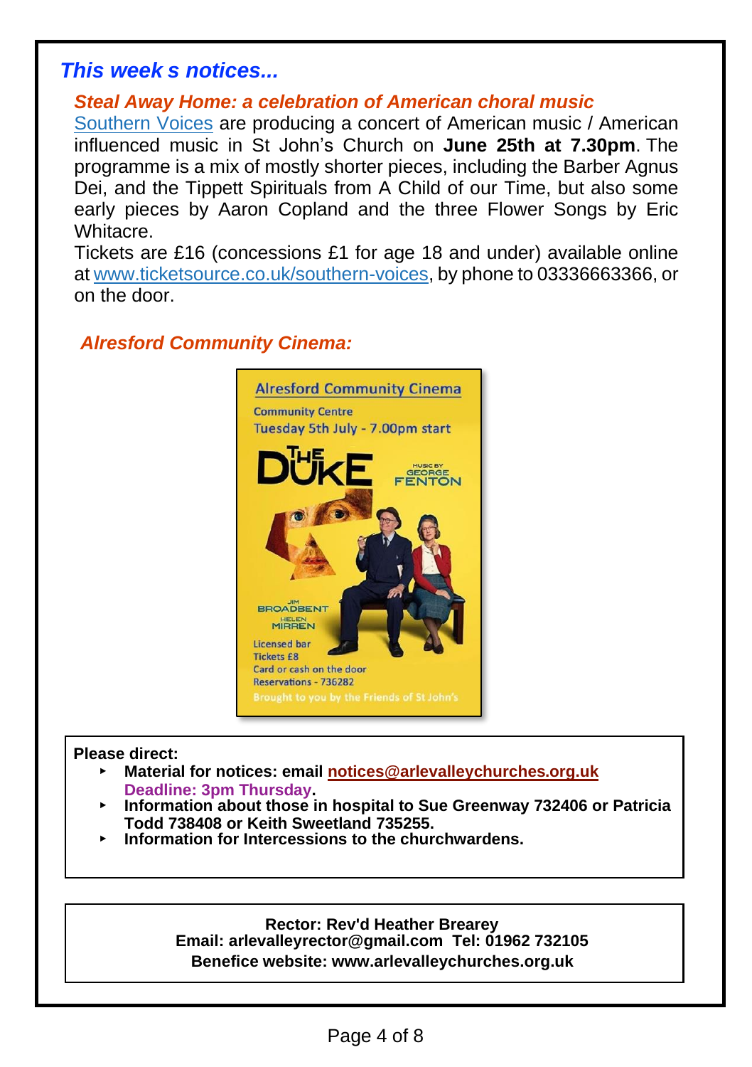## *This week s notices...*

### *Steal Away Home: a celebration of American choral music*

Southern Voices are producing a concert of American music / American influenced music in St John's Church on **June 25th at 7.30pm**. The programme is a mix of mostly shorter pieces, including the Barber Agnus Dei, and the Tippett Spirituals from A Child of our Time, but also some early pieces by Aaron Copland and the three Flower Songs by Eric Whitacre.

Tickets are £16 (concessions £1 for age 18 and under) available online at www.ticketsource.co.uk/southern-voices, by phone to 03336663366, or on the door.

### *Alresford Community Cinema:*

Alresford Community Cinema

Community Centre

Tuesday 5th July - 7.00pm start

THE DUKE

Music by George Fenton

Jim Broadbent

Helen Mirren

Licensed bar

Tickets £8

Card or cash on the door

Reservations - 736282

Brought to you by the Friends of St John's

**Please direct:**

- **Material for notices: email notices@arlevalleychurches.org.uk**
  **Deadline: 3pm Thursday.**
- **Information about those in hospital to Sue Greenway 732406 or Patricia Todd 738408 or Keith Sweetland 735255.**
- **Information for Intercessions to the churchwardens.**

**Rector: Rev'd Heather Brearey**
**Email: arlevalleyrector@gmail.com Tel: 01962 732105**
**Benefice website: www.arlevalleychurches.org.uk**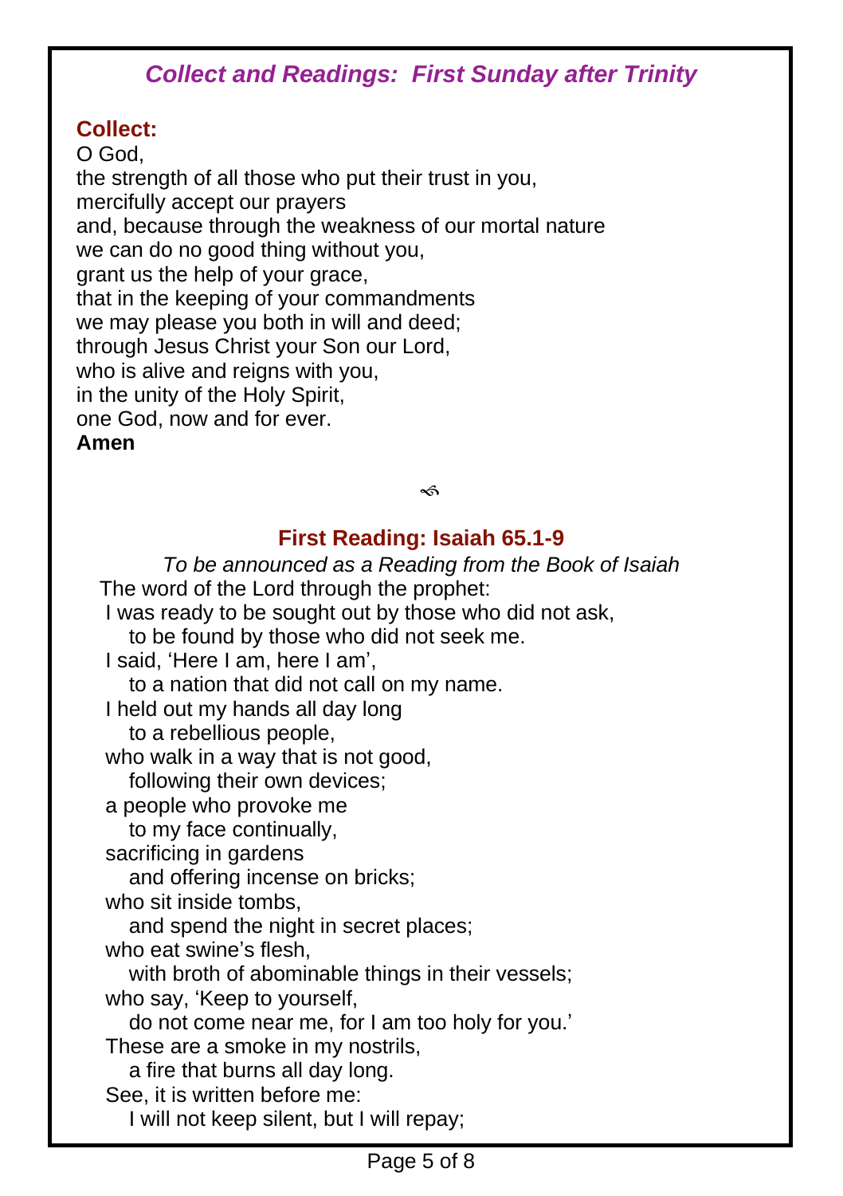## *Collect and Readings: First Sunday after Trinity*

### Collect:

O God,
the strength of all those who put their trust in you,
mercifully accept our prayers
and, because through the weakness of our mortal nature
we can do no good thing without you,
grant us the help of your grace,
that in the keeping of your commandments
we may please you both in will and deed;
through Jesus Christ your Son our Lord,
who is alive and reigns with you,
in the unity of the Holy Spirit,
one God, now and for ever.
**Amen**

৵

### First Reading: Isaiah 65.1-9

*To be announced as a Reading from the Book of Isaiah*

The word of the Lord through the prophet:
I was ready to be sought out by those who did not ask,
  to be found by those who did not seek me.
I said, 'Here I am, here I am',
  to a nation that did not call on my name.
I held out my hands all day long
  to a rebellious people,
who walk in a way that is not good,
  following their own devices;
a people who provoke me
  to my face continually,
sacrificing in gardens
  and offering incense on bricks;
who sit inside tombs,
  and spend the night in secret places;
who eat swine's flesh,
  with broth of abominable things in their vessels;
who say, 'Keep to yourself,
  do not come near me, for I am too holy for you.'
These are a smoke in my nostrils,
  a fire that burns all day long.
See, it is written before me:
  I will not keep silent, but I will repay;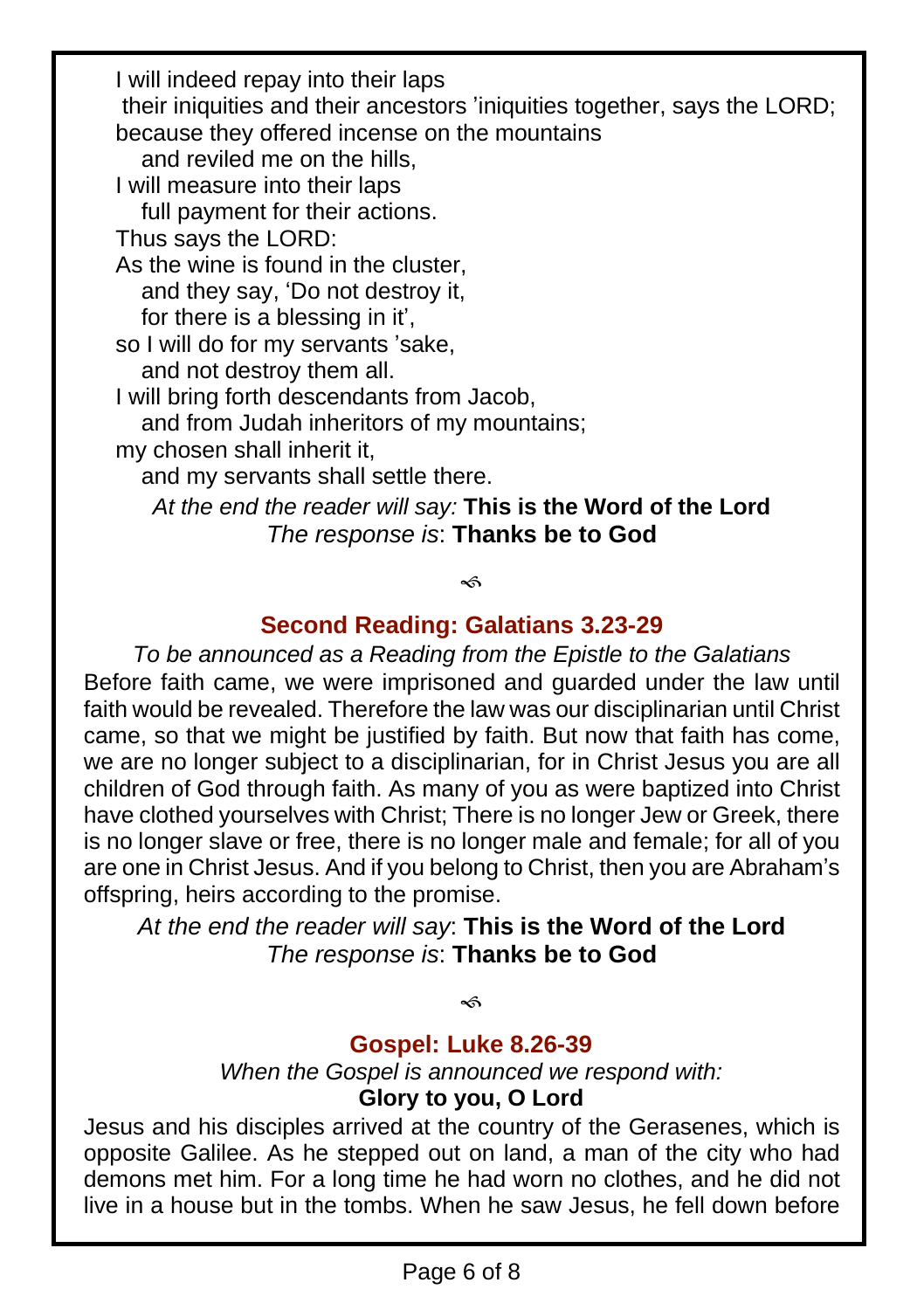I will indeed repay into their laps
their iniquities and their ancestors 'iniquities together, says the LORD;
because they offered incense on the mountains
   and reviled me on the hills,
I will measure into their laps
   full payment for their actions.
Thus says the LORD:
As the wine is found in the cluster,
   and they say, 'Do not destroy it,
   for there is a blessing in it',
so I will do for my servants 'sake,
   and not destroy them all.
I will bring forth descendants from Jacob,
   and from Judah inheritors of my mountains;
my chosen shall inherit it,
   and my servants shall settle there.

*At the end the reader will say:* **This is the Word of the Lord**
*The response is*: **Thanks be to God**

## Second Reading: Galatians 3.23-29

*To be announced as a Reading from the Epistle to the Galatians*

Before faith came, we were imprisoned and guarded under the law until faith would be revealed. Therefore the law was our disciplinarian until Christ came, so that we might be justified by faith. But now that faith has come, we are no longer subject to a disciplinarian, for in Christ Jesus you are all children of God through faith. As many of you as were baptized into Christ have clothed yourselves with Christ; There is no longer Jew or Greek, there is no longer slave or free, there is no longer male and female; for all of you are one in Christ Jesus. And if you belong to Christ, then you are Abraham's offspring, heirs according to the promise.

*At the end the reader will say*: **This is the Word of the Lord**
*The response is*: **Thanks be to God**

## Gospel: Luke 8.26-39

*When the Gospel is announced we respond with:*
**Glory to you, O Lord**

Jesus and his disciples arrived at the country of the Gerasenes, which is opposite Galilee. As he stepped out on land, a man of the city who had demons met him. For a long time he had worn no clothes, and he did not live in a house but in the tombs. When he saw Jesus, he fell down before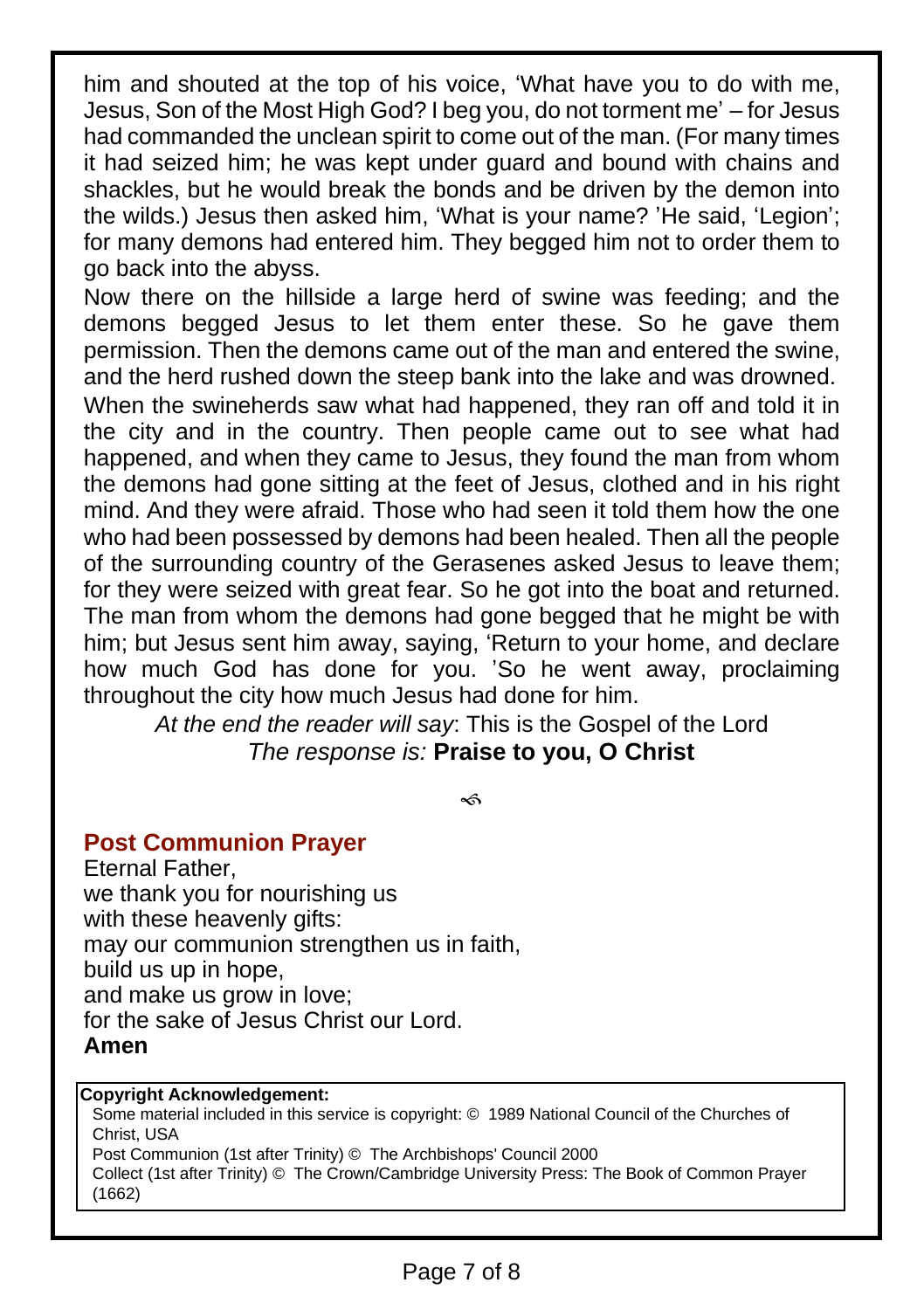him and shouted at the top of his voice, 'What have you to do with me, Jesus, Son of the Most High God? I beg you, do not torment me' – for Jesus had commanded the unclean spirit to come out of the man. (For many times it had seized him; he was kept under guard and bound with chains and shackles, but he would break the bonds and be driven by the demon into the wilds.) Jesus then asked him, 'What is your name? 'He said, 'Legion'; for many demons had entered him. They begged him not to order them to go back into the abyss.

Now there on the hillside a large herd of swine was feeding; and the demons begged Jesus to let them enter these. So he gave them permission. Then the demons came out of the man and entered the swine, and the herd rushed down the steep bank into the lake and was drowned. When the swineherds saw what had happened, they ran off and told it in the city and in the country. Then people came out to see what had happened, and when they came to Jesus, they found the man from whom the demons had gone sitting at the feet of Jesus, clothed and in his right mind. And they were afraid. Those who had seen it told them how the one who had been possessed by demons had been healed. Then all the people of the surrounding country of the Gerasenes asked Jesus to leave them; for they were seized with great fear. So he got into the boat and returned. The man from whom the demons had gone begged that he might be with him; but Jesus sent him away, saying, 'Return to your home, and declare how much God has done for you. 'So he went away, proclaiming throughout the city how much Jesus had done for him.

*At the end the reader will say*: This is the Gospel of the Lord
*The response is:* **Praise to you, O Christ**

## Post Communion Prayer

Eternal Father,
we thank you for nourishing us
with these heavenly gifts:
may our communion strengthen us in faith,
build us up in hope,
and make us grow in love;
for the sake of Jesus Christ our Lord.
**Amen**

**Copyright Acknowledgement:**
Some material included in this service is copyright: © 1989 National Council of the Churches of Christ, USA
Post Communion (1st after Trinity) © The Archbishops' Council 2000
Collect (1st after Trinity) © The Crown/Cambridge University Press: The Book of Common Prayer (1662)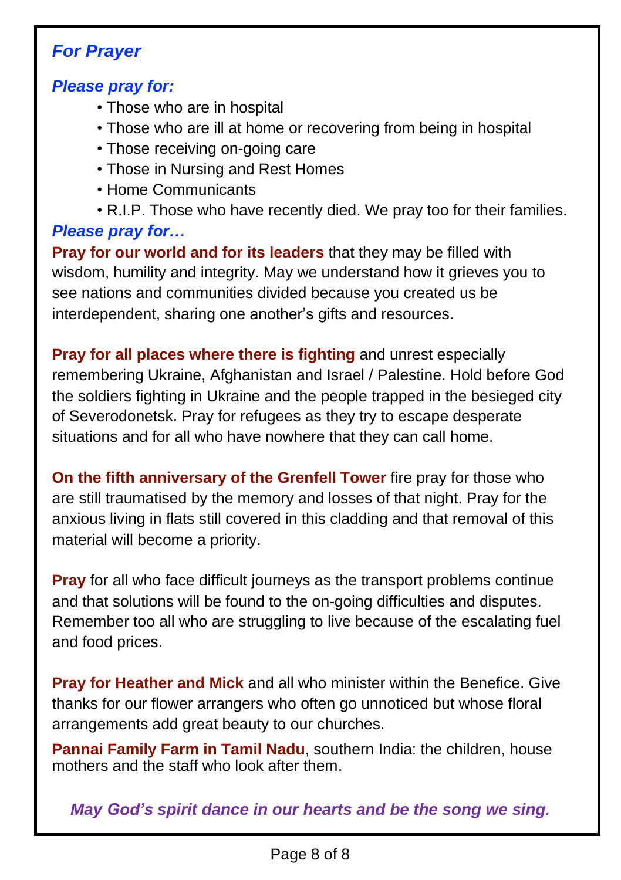## *For Prayer*

### *Please pray for:*

- Those who are in hospital
- Those who are ill at home or recovering from being in hospital
- Those receiving on-going care
- Those in Nursing and Rest Homes
- Home Communicants
- R.I.P. Those who have recently died. We pray too for their families.

### *Please pray for…*

**Pray for our world and for its leaders** that they may be filled with wisdom, humility and integrity. May we understand how it grieves you to see nations and communities divided because you created us be interdependent, sharing one another's gifts and resources.

**Pray for all places where there is fighting** and unrest especially remembering Ukraine, Afghanistan and Israel / Palestine. Hold before God the soldiers fighting in Ukraine and the people trapped in the besieged city of Severodonetsk. Pray for refugees as they try to escape desperate situations and for all who have nowhere that they can call home.

**On the fifth anniversary of the Grenfell Tower** fire pray for those who are still traumatised by the memory and losses of that night. Pray for the anxious living in flats still covered in this cladding and that removal of this material will become a priority.

**Pray** for all who face difficult journeys as the transport problems continue and that solutions will be found to the on-going difficulties and disputes. Remember too all who are struggling to live because of the escalating fuel and food prices.

**Pray for Heather and Mick** and all who minister within the Benefice. Give thanks for our flower arrangers who often go unnoticed but whose floral arrangements add great beauty to our churches.

**Pannai Family Farm in Tamil Nadu**, southern India: the children, house mothers and the staff who look after them.

***May God's spirit dance in our hearts and be the song we sing.***